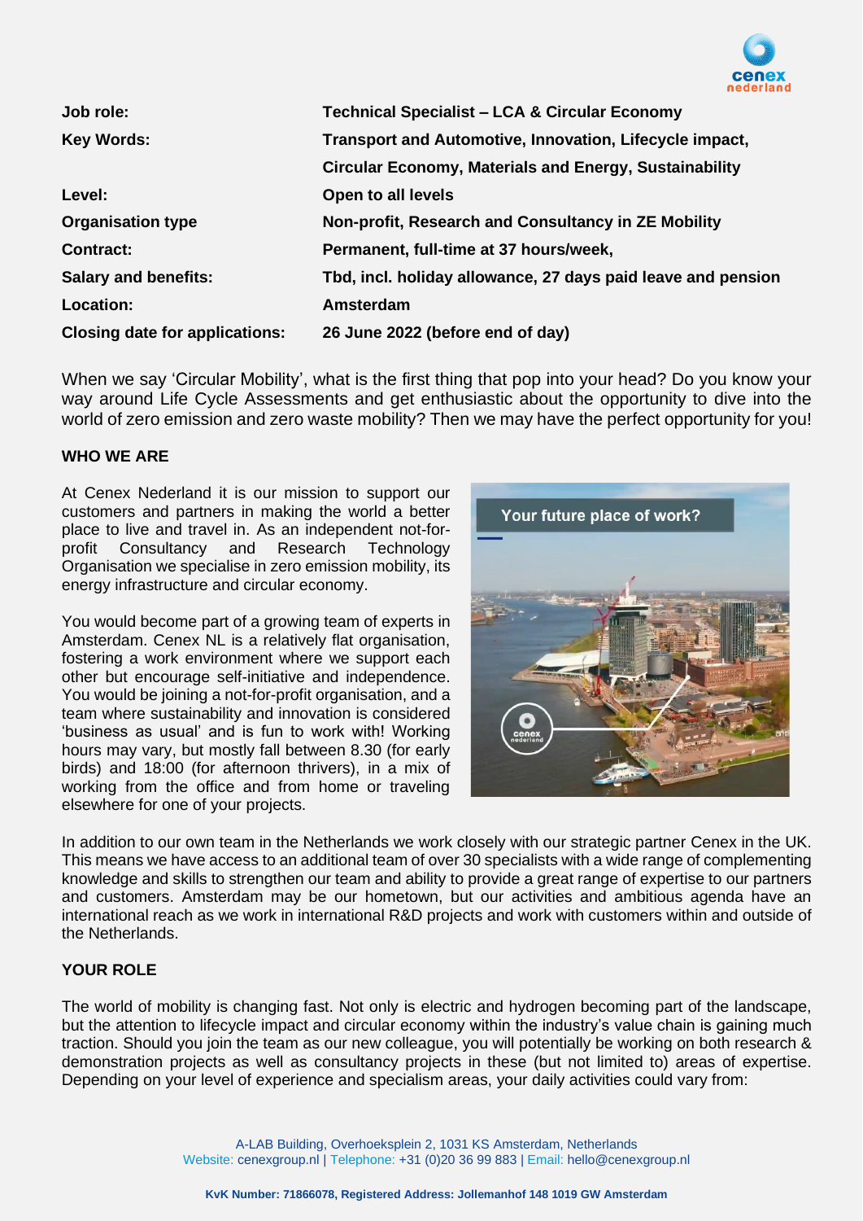| | |
|---|---|
| **Job role:** | **Technical Specialist – LCA & Circular Economy** |
| **Key Words:** | **Transport and Automotive, Innovation, Lifecycle impact, Circular Economy, Materials and Energy, Sustainability** |
| **Level:** | **Open to all levels** |
| **Organisation type** | **Non-profit, Research and Consultancy in ZE Mobility** |
| **Contract:** | **Permanent, full-time at 37 hours/week,** |
| **Salary and benefits:** | **Tbd, incl. holiday allowance, 27 days paid leave and pension** |
| **Location:** | **Amsterdam** |
| **Closing date for applications:** | **26 June 2022 (before end of day)** |

When we say 'Circular Mobility', what is the first thing that pop into your head? Do you know your way around Life Cycle Assessments and get enthusiastic about the opportunity to dive into the world of zero emission and zero waste mobility? Then we may have the perfect opportunity for you!

## WHO WE ARE

At Cenex Nederland it is our mission to support our customers and partners in making the world a better place to live and travel in. As an independent not-for-profit Consultancy and Research Technology Organisation we specialise in zero emission mobility, its energy infrastructure and circular economy.

You would become part of a growing team of experts in Amsterdam. Cenex NL is a relatively flat organisation, fostering a work environment where we support each other but encourage self-initiative and independence. You would be joining a not-for-profit organisation, and a team where sustainability and innovation is considered 'business as usual' and is fun to work with! Working hours may vary, but mostly fall between 8.30 (for early birds) and 18:00 (for afternoon thrivers), in a mix of working from the office and from home or traveling elsewhere for one of your projects.

In addition to our own team in the Netherlands we work closely with our strategic partner Cenex in the UK. This means we have access to an additional team of over 30 specialists with a wide range of complementing knowledge and skills to strengthen our team and ability to provide a great range of expertise to our partners and customers. Amsterdam may be our hometown, but our activities and ambitious agenda have an international reach as we work in international R&D projects and work with customers within and outside of the Netherlands.

## YOUR ROLE

The world of mobility is changing fast. Not only is electric and hydrogen becoming part of the landscape, but the attention to lifecycle impact and circular economy within the industry's value chain is gaining much traction. Should you join the team as our new colleague, you will potentially be working on both research & demonstration projects as well as consultancy projects in these (but not limited to) areas of expertise. Depending on your level of experience and specialism areas, your daily activities could vary from: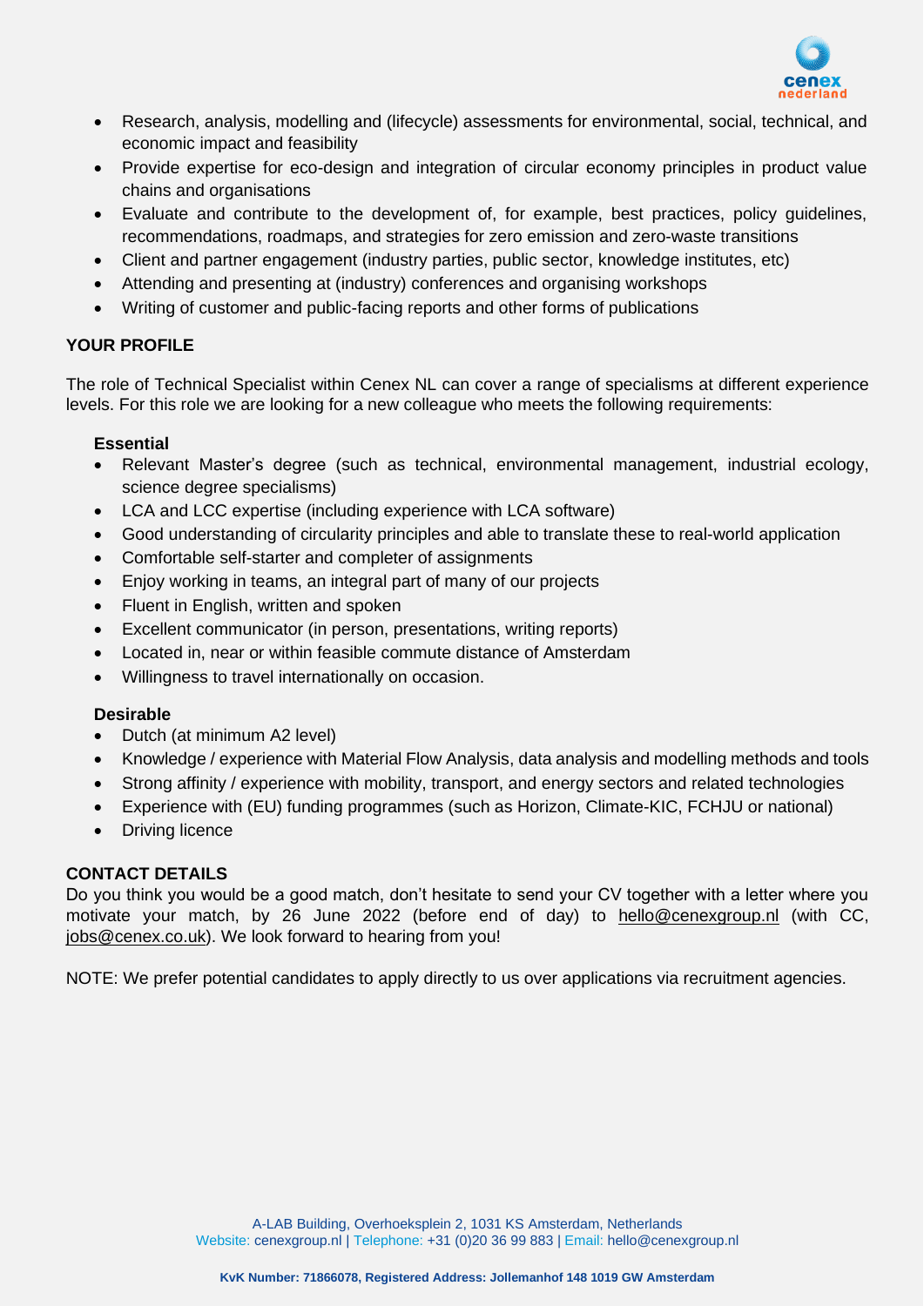- Research, analysis, modelling and (lifecycle) assessments for environmental, social, technical, and economic impact and feasibility
- Provide expertise for eco-design and integration of circular economy principles in product value chains and organisations
- Evaluate and contribute to the development of, for example, best practices, policy guidelines, recommendations, roadmaps, and strategies for zero emission and zero-waste transitions
- Client and partner engagement (industry parties, public sector, knowledge institutes, etc)
- Attending and presenting at (industry) conferences and organising workshops
- Writing of customer and public-facing reports and other forms of publications

## YOUR PROFILE

The role of Technical Specialist within Cenex NL can cover a range of specialisms at different experience levels. For this role we are looking for a new colleague who meets the following requirements:

### Essential

- Relevant Master's degree (such as technical, environmental management, industrial ecology, science degree specialisms)
- LCA and LCC expertise (including experience with LCA software)
- Good understanding of circularity principles and able to translate these to real-world application
- Comfortable self-starter and completer of assignments
- Enjoy working in teams, an integral part of many of our projects
- Fluent in English, written and spoken
- Excellent communicator (in person, presentations, writing reports)
- Located in, near or within feasible commute distance of Amsterdam
- Willingness to travel internationally on occasion.

### Desirable

- Dutch (at minimum A2 level)
- Knowledge / experience with Material Flow Analysis, data analysis and modelling methods and tools
- Strong affinity / experience with mobility, transport, and energy sectors and related technologies
- Experience with (EU) funding programmes (such as Horizon, Climate-KIC, FCHJU or national)
- Driving licence

## CONTACT DETAILS

Do you think you would be a good match, don't hesitate to send your CV together with a letter where you motivate your match, by 26 June 2022 (before end of day) to hello@cenexgroup.nl (with CC, jobs@cenex.co.uk). We look forward to hearing from you!

NOTE: We prefer potential candidates to apply directly to us over applications via recruitment agencies.